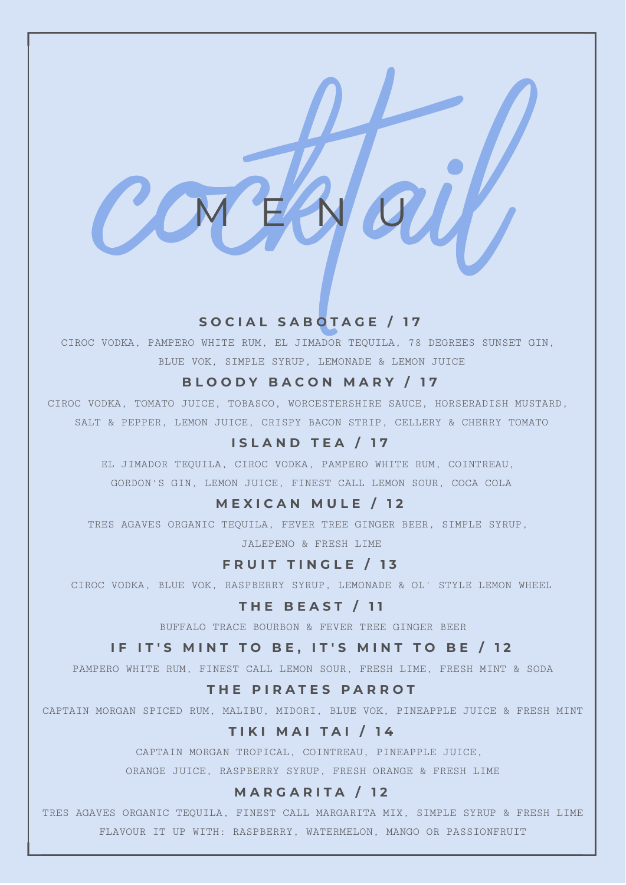# Cocktail MENU

## SOCIAL SABOTAGE / 17

CIROC VODKA, PAMPERO WHITE RUM, EL JIMADOR TEQUILA, 78 DEGREES SUNSET GIN, BLUE VOK, SIMPLE SYRUP, LEMONADE & LEMON JUICE

## BLOODY BACON MARY / 17

CIROC VODKA, TOMATO JUICE, TOBASCO, WORCESTERSHIRE SAUCE, HORSERADISH MUSTARD, SALT & PEPPER, LEMON JUICE, CRISPY BACON STRIP, CELLERY & CHERRY TOMATO

## ISLAND TEA / 17

EL JIMADOR TEQUILA, CIROC VODKA, PAMPERO WHITE RUM, COINTREAU, GORDON'S GIN, LEMON JUICE, FINEST CALL LEMON SOUR, COCA COLA

## MEXICAN MULE / 12

TRES AGAVES ORGANIC TEQUILA, FEVER TREE GINGER BEER, SIMPLE SYRUP, JALEPENO & FRESH LIME

## FRUIT TINGLE / 13

CIROC VODKA, BLUE VOK, RASPBERRY SYRUP, LEMONADE & OL' STYLE LEMON WHEEL

## THE BEAST / 11

BUFFALO TRACE BOURBON & FEVER TREE GINGER BEER

## IF IT'S MINT TO BE, IT'S MINT TO BE / 12

PAMPERO WHITE RUM, FINEST CALL LEMON SOUR, FRESH LIME, FRESH MINT & SODA

## THE PIRATES PARROT

CAPTAIN MORGAN SPICED RUM, MALIBU, MIDORI, BLUE VOK, PINEAPPLE JUICE & FRESH MINT

## TIKI MAI TAI / 14

CAPTAIN MORGAN TROPICAL, COINTREAU, PINEAPPLE JUICE, ORANGE JUICE, RASPBERRY SYRUP, FRESH ORANGE & FRESH LIME

## MARGARITA / 12

TRES AGAVES ORGANIC TEQUILA, FINEST CALL MARGARITA MIX, SIMPLE SYRUP & FRESH LIME

FLAVOUR IT UP WITH: RASPBERRY, WATERMELON, MANGO OR PASSIONFRUIT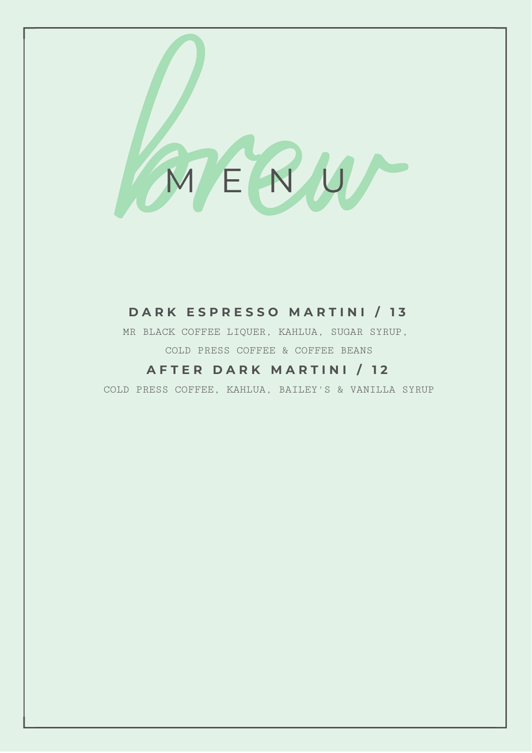# brew MENU

**DARK ESPRESSO MARTINI / 13**

MR BLACK COFFEE LIQUER, KAHLUA, SUGAR SYRUP, COLD PRESS COFFEE & COFFEE BEANS

**AFTER DARK MARTINI / 12**

COLD PRESS COFFEE, KAHLUA, BAILEY'S & VANILLA SYRUP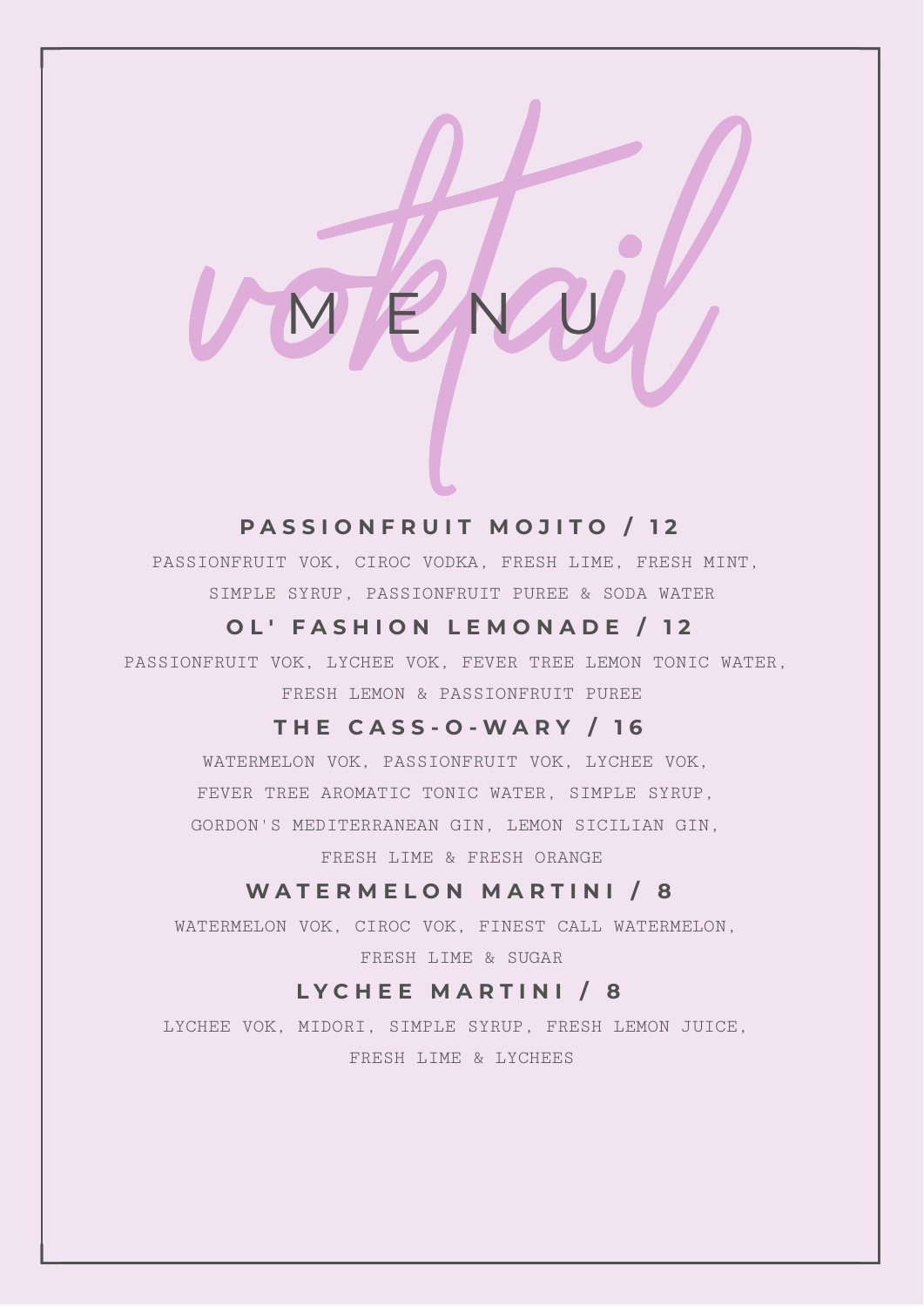voktail

# MENU

## PASSIONFRUIT MOJITO / 12

PASSIONFRUIT VOK, CIROC VODKA, FRESH LIME, FRESH MINT, SIMPLE SYRUP, PASSIONFRUIT PUREE & SODA WATER

## OL' FASHION LEMONADE / 12

PASSIONFRUIT VOK, LYCHEE VOK, FEVER TREE LEMON TONIC WATER, FRESH LEMON & PASSIONFRUIT PUREE

## THE CASS-O-WARY / 16

WATERMELON VOK, PASSIONFRUIT VOK, LYCHEE VOK, FEVER TREE AROMATIC TONIC WATER, SIMPLE SYRUP, GORDON'S MEDITERRANEAN GIN, LEMON SICILIAN GIN, FRESH LIME & FRESH ORANGE

## WATERMELON MARTINI / 8

WATERMELON VOK, CIROC VOK, FINEST CALL WATERMELON, FRESH LIME & SUGAR

## LYCHEE MARTINI / 8

LYCHEE VOK, MIDORI, SIMPLE SYRUP, FRESH LEMON JUICE, FRESH LIME & LYCHEES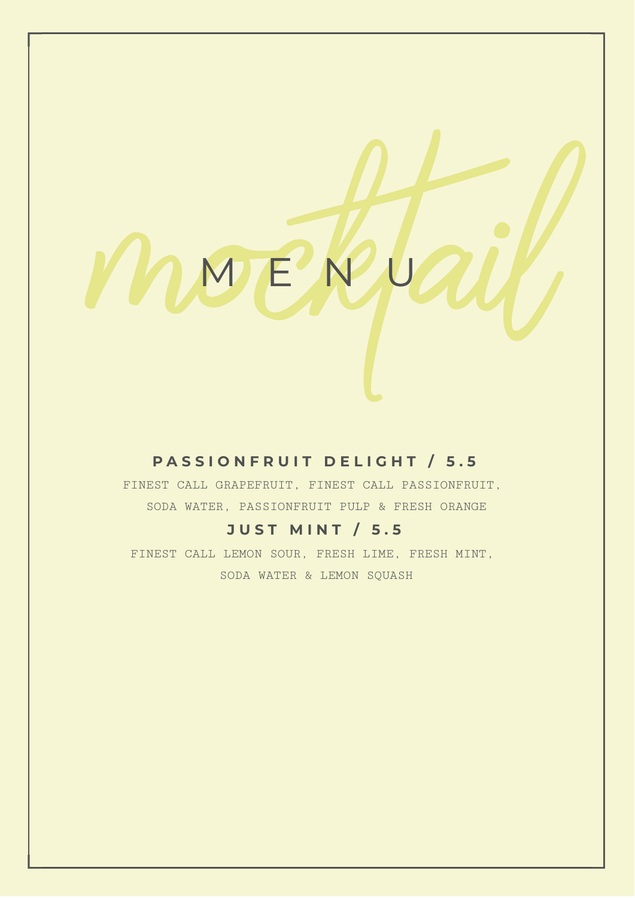# *mocktail* MENU

### PASSIONFRUIT DELIGHT / 5.5

FINEST CALL GRAPEFRUIT, FINEST CALL PASSIONFRUIT, SODA WATER, PASSIONFRUIT PULP & FRESH ORANGE

### JUST MINT / 5.5

FINEST CALL LEMON SOUR, FRESH LIME, FRESH MINT, SODA WATER & LEMON SQUASH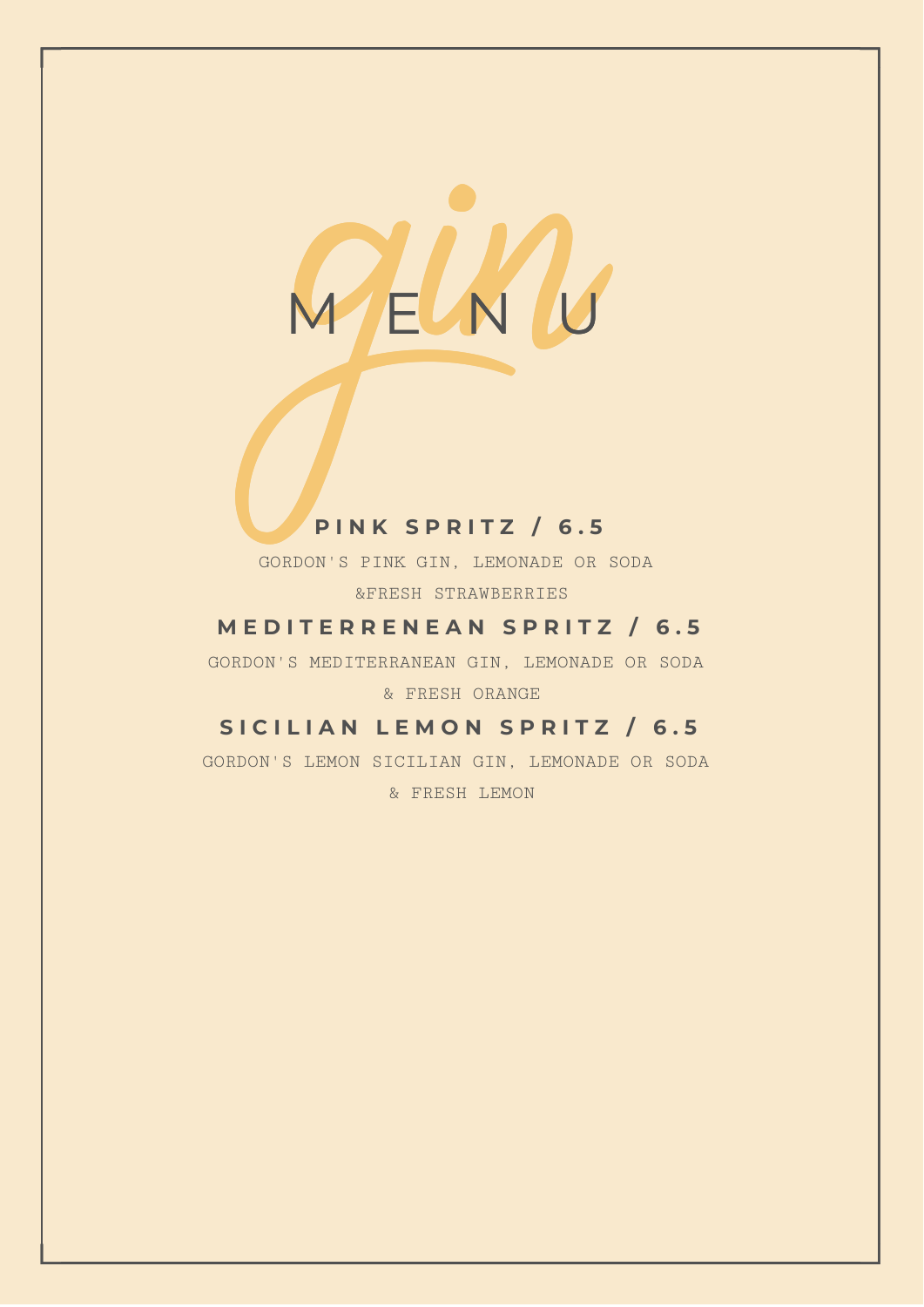# gin MENU

## PINK SPRITZ / 6.5

GORDON'S PINK GIN, LEMONADE OR SODA &FRESH STRAWBERRIES

## MEDITERRENEAN SPRITZ / 6.5

GORDON'S MEDITERRANEAN GIN, LEMONADE OR SODA & FRESH ORANGE

## SICILIAN LEMON SPRITZ / 6.5

GORDON'S LEMON SICILIAN GIN, LEMONADE OR SODA & FRESH LEMON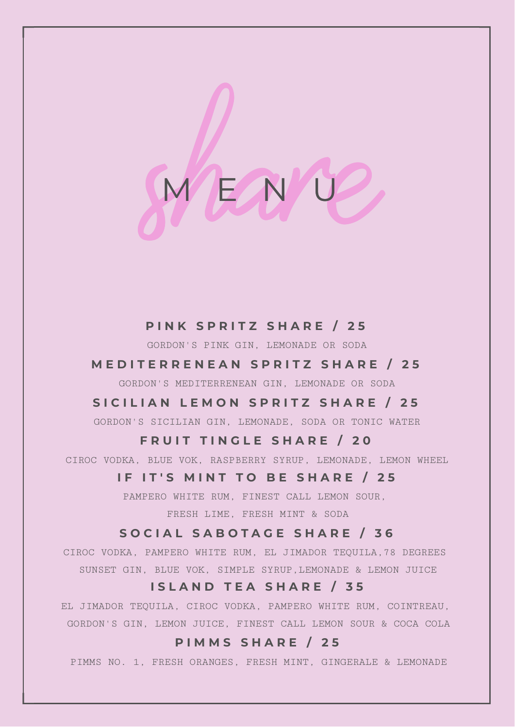# share MENU

### PINK SPRITZ SHARE / 25

GORDON'S PINK GIN, LEMONADE OR SODA

### MEDITERRENEAN SPRITZ SHARE / 25

GORDON'S MEDITERRENEAN GIN, LEMONADE OR SODA

### SICILIAN LEMON SPRITZ SHARE / 25

GORDON'S SICILIAN GIN, LEMONADE, SODA OR TONIC WATER

### FRUIT TINGLE SHARE / 20

CIROC VODKA, BLUE VOK, RASPBERRY SYRUP, LEMONADE, LEMON WHEEL

### IF IT'S MINT TO BE SHARE / 25

PAMPERO WHITE RUM, FINEST CALL LEMON SOUR,
FRESH LIME, FRESH MINT & SODA

### SOCIAL SABOTAGE SHARE / 36

CIROC VODKA, PAMPERO WHITE RUM, EL JIMADOR TEQUILA,78 DEGREES SUNSET GIN, BLUE VOK, SIMPLE SYRUP,LEMONADE & LEMON JUICE

### ISLAND TEA SHARE / 35

EL JIMADOR TEQUILA, CIROC VODKA, PAMPERO WHITE RUM, COINTREAU, GORDON'S GIN, LEMON JUICE, FINEST CALL LEMON SOUR & COCA COLA

### PIMMS SHARE / 25

PIMMS NO. 1, FRESH ORANGES, FRESH MINT, GINGERALE & LEMONADE